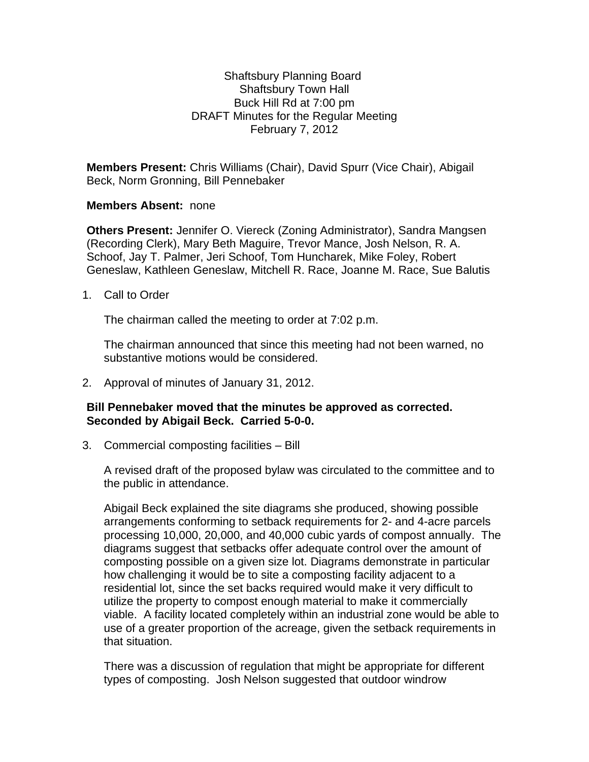Shaftsbury Planning Board
Shaftsbury Town Hall
Buck Hill Rd at 7:00 pm
DRAFT Minutes for the Regular Meeting
February 7, 2012

**Members Present:** Chris Williams (Chair), David Spurr (Vice Chair), Abigail Beck, Norm Gronning, Bill Pennebaker

**Members Absent:** none

**Others Present:** Jennifer O. Viereck (Zoning Administrator), Sandra Mangsen (Recording Clerk), Mary Beth Maguire, Trevor Mance, Josh Nelson, R. A. Schoof, Jay T. Palmer, Jeri Schoof, Tom Huncharek, Mike Foley, Robert Geneslaw, Kathleen Geneslaw, Mitchell R. Race, Joanne M. Race, Sue Balutis

1. Call to Order

   The chairman called the meeting to order at 7:02 p.m.

   The chairman announced that since this meeting had not been warned, no substantive motions would be considered.

2. Approval of minutes of January 31, 2012.

**Bill Pennebaker moved that the minutes be approved as corrected. Seconded by Abigail Beck. Carried 5-0-0.**

3. Commercial composting facilities – Bill

   A revised draft of the proposed bylaw was circulated to the committee and to the public in attendance.

   Abigail Beck explained the site diagrams she produced, showing possible arrangements conforming to setback requirements for 2- and 4-acre parcels processing 10,000, 20,000, and 40,000 cubic yards of compost annually. The diagrams suggest that setbacks offer adequate control over the amount of composting possible on a given size lot. Diagrams demonstrate in particular how challenging it would be to site a composting facility adjacent to a residential lot, since the set backs required would make it very difficult to utilize the property to compost enough material to make it commercially viable. A facility located completely within an industrial zone would be able to use of a greater proportion of the acreage, given the setback requirements in that situation.

   There was a discussion of regulation that might be appropriate for different types of composting. Josh Nelson suggested that outdoor windrow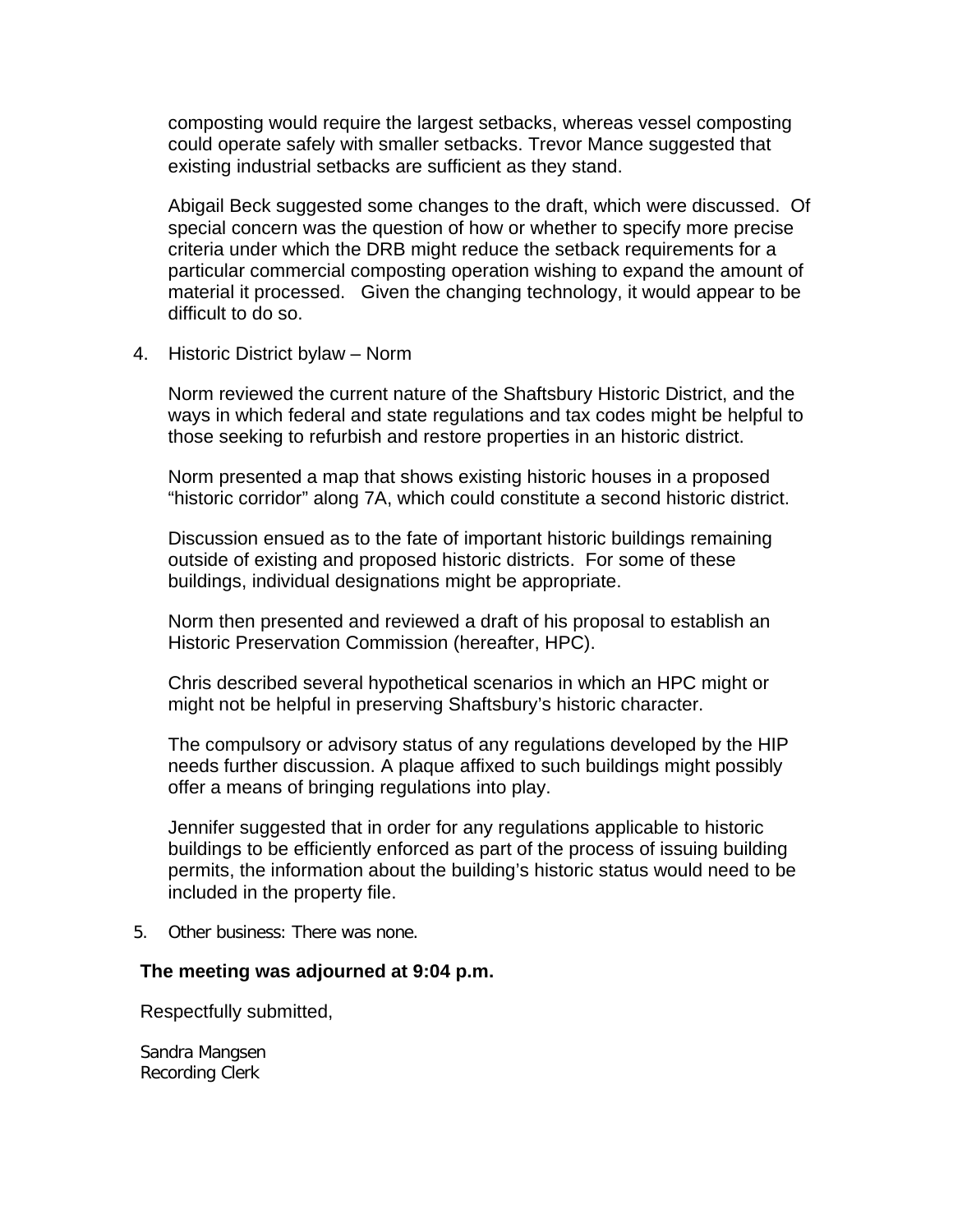composting would require the largest setbacks, whereas vessel composting could operate safely with smaller setbacks. Trevor Mance suggested that existing industrial setbacks are sufficient as they stand.

Abigail Beck suggested some changes to the draft, which were discussed. Of special concern was the question of how or whether to specify more precise criteria under which the DRB might reduce the setback requirements for a particular commercial composting operation wishing to expand the amount of material it processed. Given the changing technology, it would appear to be difficult to do so.

4. Historic District bylaw – Norm

   Norm reviewed the current nature of the Shaftsbury Historic District, and the ways in which federal and state regulations and tax codes might be helpful to those seeking to refurbish and restore properties in an historic district.

   Norm presented a map that shows existing historic houses in a proposed "historic corridor" along 7A, which could constitute a second historic district.

   Discussion ensued as to the fate of important historic buildings remaining outside of existing and proposed historic districts. For some of these buildings, individual designations might be appropriate.

   Norm then presented and reviewed a draft of his proposal to establish an Historic Preservation Commission (hereafter, HPC).

   Chris described several hypothetical scenarios in which an HPC might or might not be helpful in preserving Shaftsbury's historic character.

   The compulsory or advisory status of any regulations developed by the HIP needs further discussion. A plaque affixed to such buildings might possibly offer a means of bringing regulations into play.

   Jennifer suggested that in order for any regulations applicable to historic buildings to be efficiently enforced as part of the process of issuing building permits, the information about the building's historic status would need to be included in the property file.

5. Other business: There was none.

**The meeting was adjourned at 9:04 p.m.**

Respectfully submitted,

Sandra Mangsen
Recording Clerk